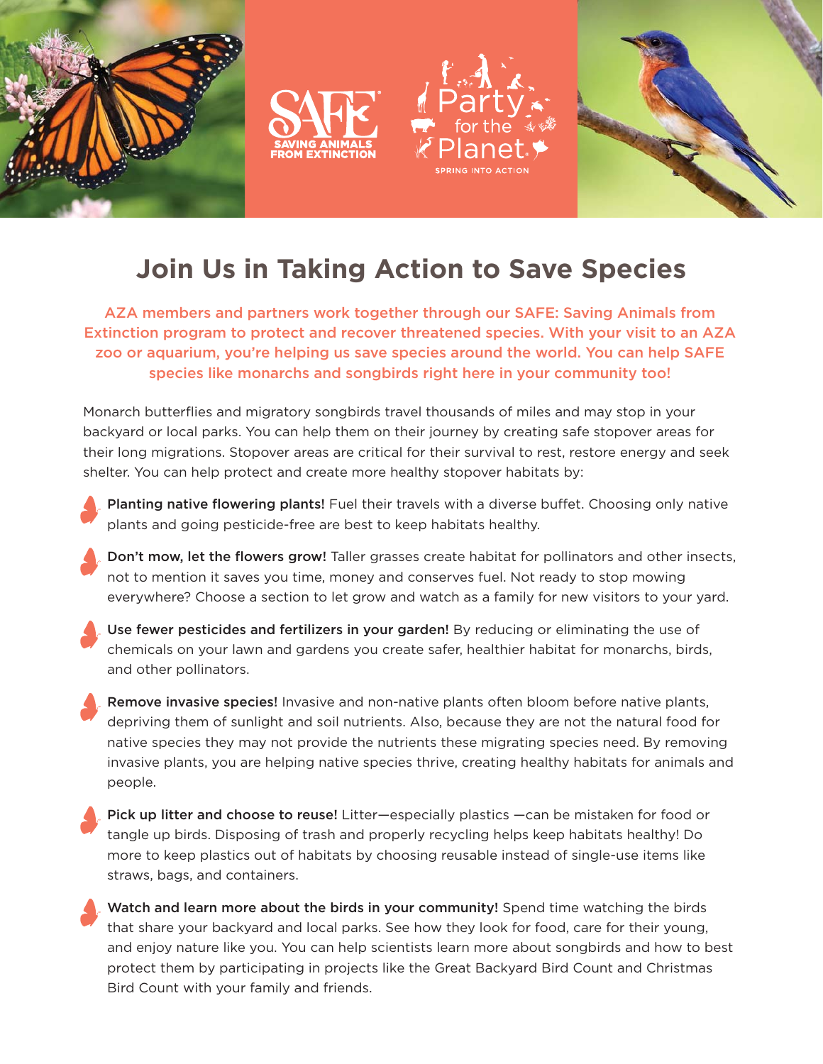SAFE SAVING ANIMALS FROM EXTINCTION

Party for the Planet

SPRING INTO ACTION

# Join Us in Taking Action to Save Species

**AZA members and partners work together through our SAFE: Saving Animals from Extinction program to protect and recover threatened species. With your visit to an AZA zoo or aquarium, you're helping us save species around the world. You can help SAFE species like monarchs and songbirds right here in your community too!**

Monarch butterflies and migratory songbirds travel thousands of miles and may stop in your backyard or local parks. You can help them on their journey by creating safe stopover areas for their long migrations. Stopover areas are critical for their survival to rest, restore energy and seek shelter. You can help protect and create more healthy stopover habitats by:

- **Planting native flowering plants!** Fuel their travels with a diverse buffet. Choosing only native plants and going pesticide-free are best to keep habitats healthy.

- **Don't mow, let the flowers grow!** Taller grasses create habitat for pollinators and other insects, not to mention it saves you time, money and conserves fuel. Not ready to stop mowing everywhere? Choose a section to let grow and watch as a family for new visitors to your yard.

- **Use fewer pesticides and fertilizers in your garden!** By reducing or eliminating the use of chemicals on your lawn and gardens you create safer, healthier habitat for monarchs, birds, and other pollinators.

- **Remove invasive species!** Invasive and non-native plants often bloom before native plants, depriving them of sunlight and soil nutrients. Also, because they are not the natural food for native species they may not provide the nutrients these migrating species need. By removing invasive plants, you are helping native species thrive, creating healthy habitats for animals and people.

- **Pick up litter and choose to reuse!** Litter—especially plastics —can be mistaken for food or tangle up birds. Disposing of trash and properly recycling helps keep habitats healthy! Do more to keep plastics out of habitats by choosing reusable instead of single-use items like straws, bags, and containers.

- **Watch and learn more about the birds in your community!** Spend time watching the birds that share your backyard and local parks. See how they look for food, care for their young, and enjoy nature like you. You can help scientists learn more about songbirds and how to best protect them by participating in projects like the Great Backyard Bird Count and Christmas Bird Count with your family and friends.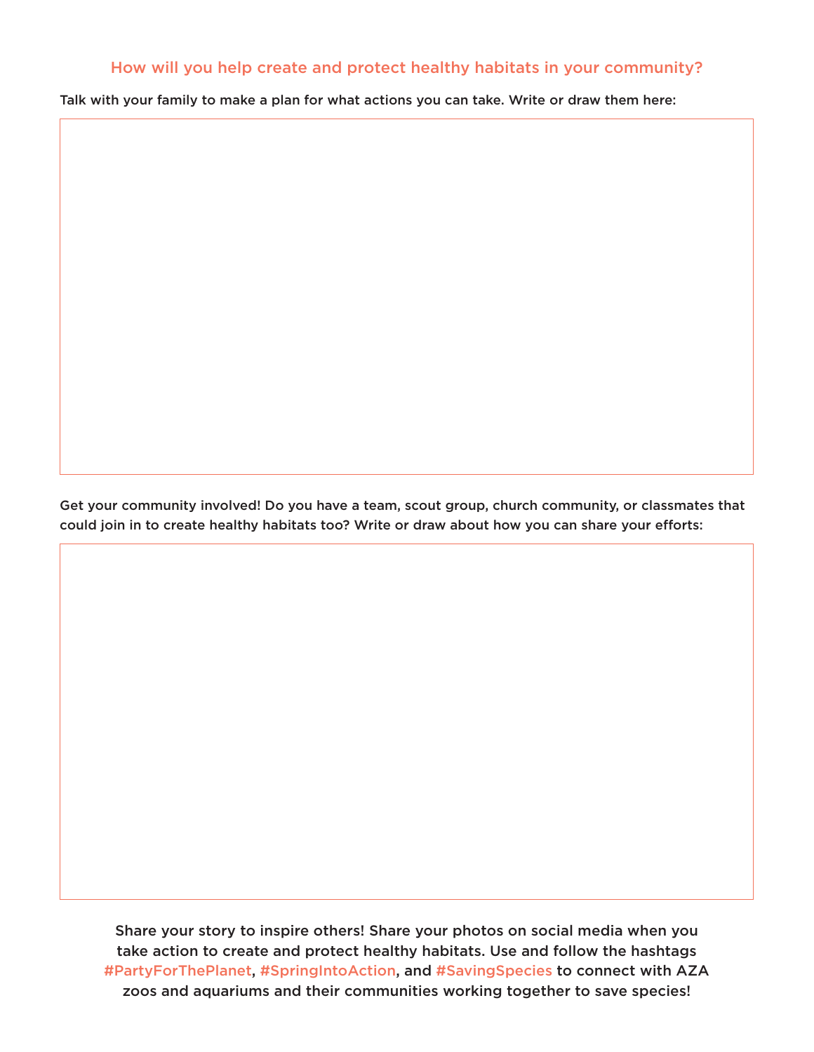## How will you help create and protect healthy habitats in your community?

Talk with your family to make a plan for what actions you can take. Write or draw them here:

Get your community involved! Do you have a team, scout group, church community, or classmates that could join in to create healthy habitats too? Write or draw about how you can share your efforts:

Share your story to inspire others! Share your photos on social media when you take action to create and protect healthy habitats. Use and follow the hashtags #PartyForThePlanet, #SpringIntoAction, and #SavingSpecies to connect with AZA zoos and aquariums and their communities working together to save species!